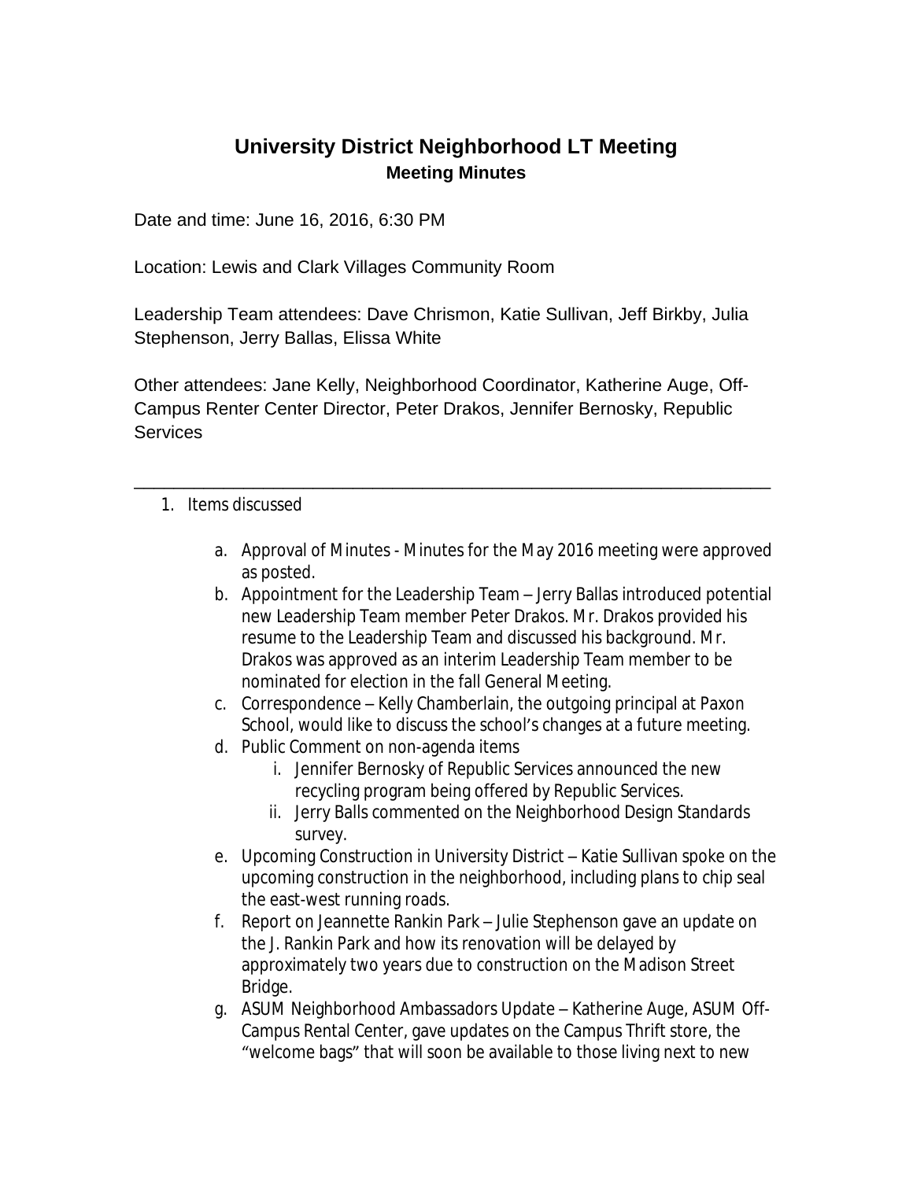# University District Neighborhood LT Meeting

## Meeting Minutes

Date and time: June 16, 2016, 6:30 PM

Location: Lewis and Clark Villages Community Room

Leadership Team attendees: Dave Chrismon, Katie Sullivan, Jeff Birkby, Julia Stephenson, Jerry Ballas, Elissa White

Other attendees: Jane Kelly, Neighborhood Coordinator, Katherine Auge, Off-Campus Renter Center Director, Peter Drakos, Jennifer Bernosky, Republic Services

---

1. Items discussed

    a. Approval of Minutes - Minutes for the May 2016 meeting were approved as posted.

    b. Appointment for the Leadership Team – Jerry Ballas introduced potential new Leadership Team member Peter Drakos. Mr. Drakos provided his resume to the Leadership Team and discussed his background. Mr. Drakos was approved as an interim Leadership Team member to be nominated for election in the fall General Meeting.

    c. Correspondence – Kelly Chamberlain, the outgoing principal at Paxon School, would like to discuss the school's changes at a future meeting.

    d. Public Comment on non-agenda items

        i. Jennifer Bernosky of Republic Services announced the new recycling program being offered by Republic Services.

        ii. Jerry Balls commented on the Neighborhood Design Standards survey.

    e. Upcoming Construction in University District – Katie Sullivan spoke on the upcoming construction in the neighborhood, including plans to chip seal the east-west running roads.

    f. Report on Jeannette Rankin Park – Julie Stephenson gave an update on the J. Rankin Park and how its renovation will be delayed by approximately two years due to construction on the Madison Street Bridge.

    g. ASUM Neighborhood Ambassadors Update – Katherine Auge, ASUM Off-Campus Rental Center, gave updates on the Campus Thrift store, the "welcome bags" that will soon be available to those living next to new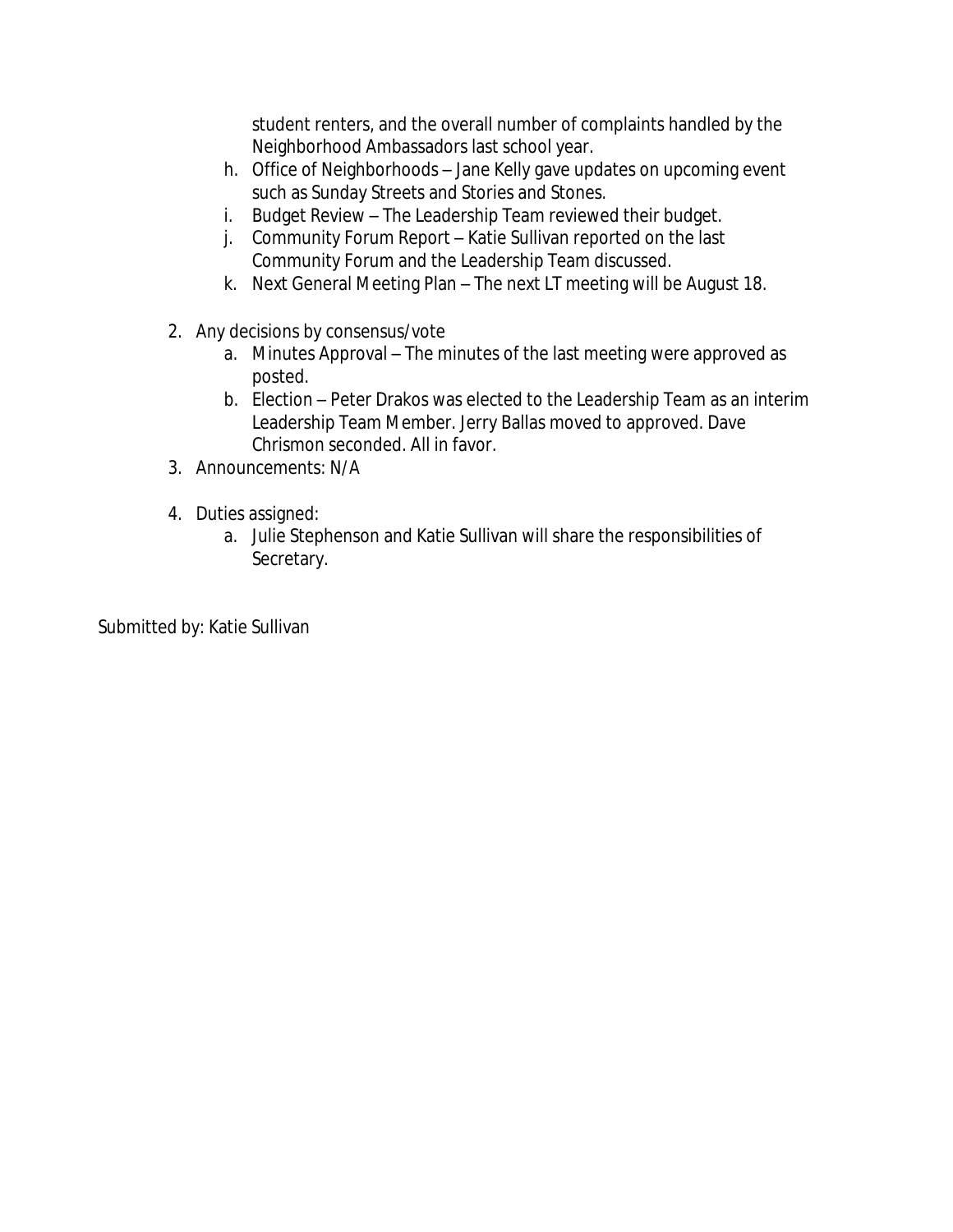student renters, and the overall number of complaints handled by the Neighborhood Ambassadors last school year.

h. Office of Neighborhoods – Jane Kelly gave updates on upcoming event such as Sunday Streets and Stories and Stones.
i. Budget Review – The Leadership Team reviewed their budget.
j. Community Forum Report – Katie Sullivan reported on the last Community Forum and the Leadership Team discussed.
k. Next General Meeting Plan – The next LT meeting will be August 18.

2. Any decisions by consensus/vote
   a. Minutes Approval – The minutes of the last meeting were approved as posted.
   b. Election – Peter Drakos was elected to the Leadership Team as an interim Leadership Team Member. Jerry Ballas moved to approved. Dave Chrismon seconded. All in favor.
3. Announcements: N/A
4. Duties assigned:
   a. Julie Stephenson and Katie Sullivan will share the responsibilities of Secretary.

Submitted by: Katie Sullivan